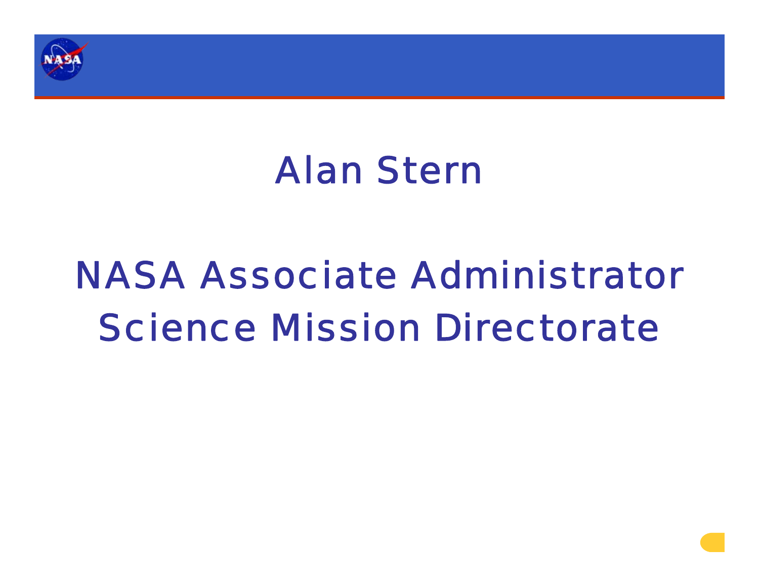# Alan Stern

## NASA Associate Administrator
## Science Mission Directorate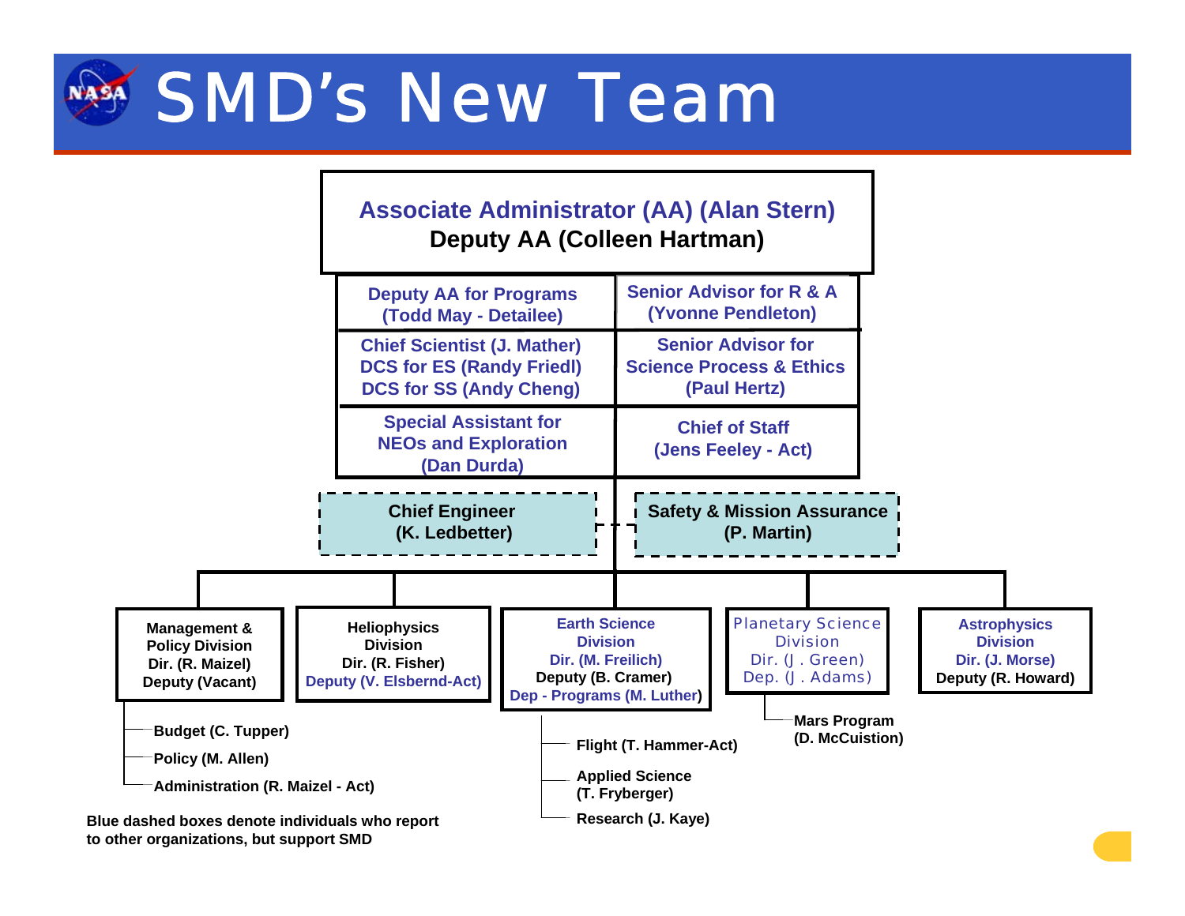# SMD's New Team

**Associate Administrator (AA) (Alan Stern)**
**Deputy AA (Colleen Hartman)**

- **Deputy AA for Programs (Todd May - Detailee)**
- **Senior Advisor for R & A (Yvonne Pendleton)**
- **Chief Scientist (J. Mather)**
- **DCS for ES (Randy Friedl)**
- **DCS for SS (Andy Cheng)**
- **Senior Advisor for Science Process & Ethics (Paul Hertz)**
- **Special Assistant for NEOs and Exploration (Dan Durda)**
- **Chief of Staff (Jens Feeley - Act)**

- **Chief Engineer (K. Ledbetter)**
- **Safety & Mission Assurance (P. Martin)**

**Management & Policy Division**
Dir. (R. Maizel)
Deputy (Vacant)

- Budget (C. Tupper)
- Policy (M. Allen)
- Administration (R. Maizel - Act)

**Heliophysics Division**
Dir. (R. Fisher)
Deputy (V. Elsbernd-Act)

**Earth Science Division**
Dir. (M. Freilich)
Deputy (B. Cramer)
Dep - Programs (M. Luther)

- Flight (T. Hammer-Act)
- Applied Science (T. Fryberger)
- Research (J. Kaye)

**Planetary Science Division**
Dir. (J. Green)
Dep. (J. Adams)

- Mars Program (D. McCuistion)

**Astrophysics Division**
Dir. (J. Morse)
Deputy (R. Howard)

**Blue dashed boxes denote individuals who report to other organizations, but support SMD**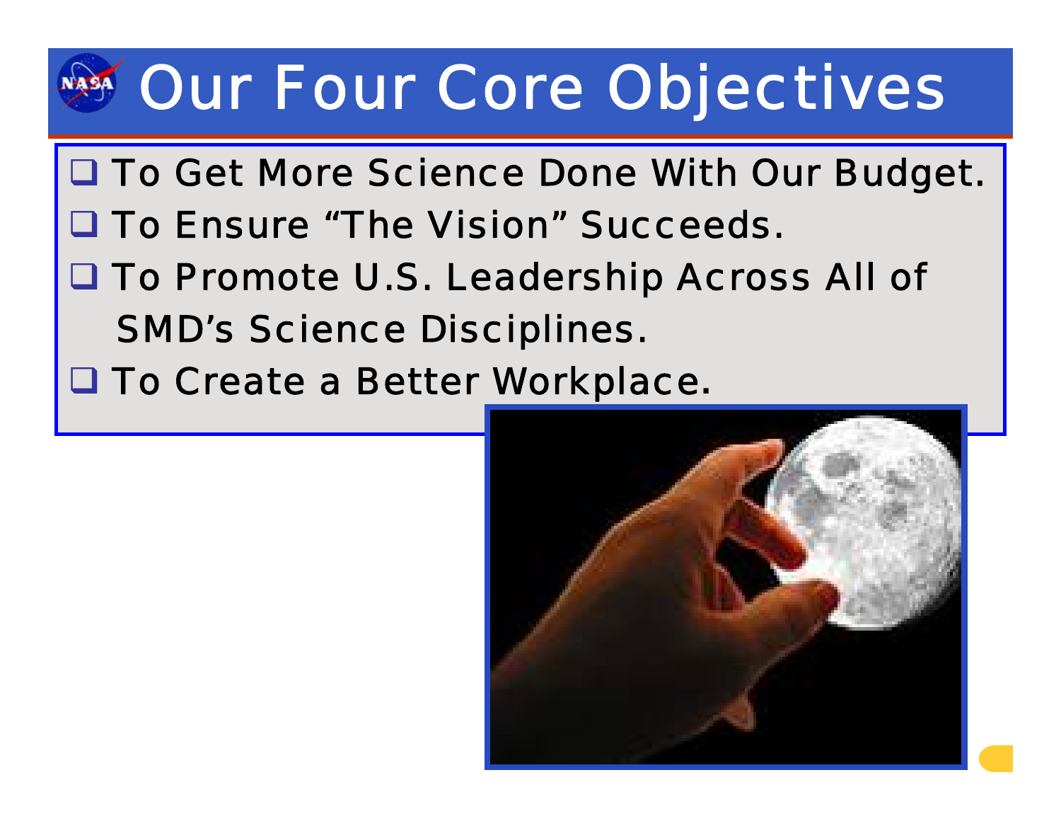# Our Four Core Objectives

- To Get More Science Done With Our Budget.
- To Ensure "The Vision" Succeeds.
- To Promote U.S. Leadership Across All of SMD's Science Disciplines.
- To Create a Better Workplace.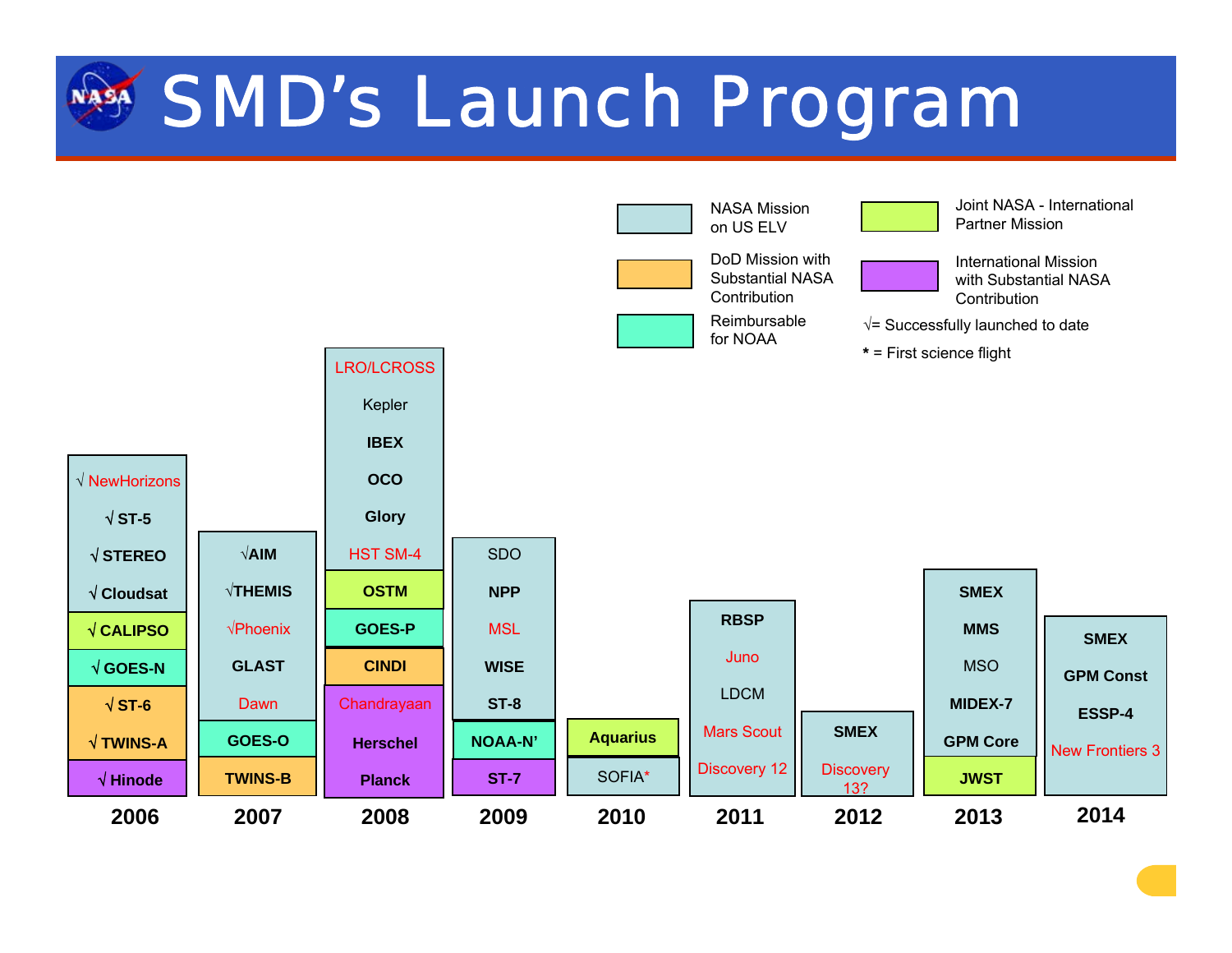# SMD's Launch Program

**Legend:**

- NASA Mission on US ELV
- DoD Mission with Substantial NASA Contribution
- Reimbursable for NOAA
- Joint NASA - International Partner Mission
- International Mission with Substantial NASA Contribution
- √= Successfully launched to date
- * = First science flight

| Year | Missions |
| --- | --- |
| 2006 | √ NewHorizons, √ ST-5, √ STEREO, √ Cloudsat, √ CALIPSO, √ GOES-N, √ ST-6, √ TWINS-A, √ Hinode |
| 2007 | √AIM, √THEMIS, √Phoenix, GLAST, Dawn, GOES-O, TWINS-B |
| 2008 | LRO/LCROSS, Kepler, IBEX, OCO, Glory, HST SM-4, OSTM, GOES-P, CINDI, Chandrayaan, Herschel, Planck |
| 2009 | SDO, NPP, MSL, WISE, ST-8, NOAA-N', ST-7 |
| 2010 | Aquarius, SOFIA* |
| 2011 | RBSP, Juno, LDCM, Mars Scout, Discovery 12 |
| 2012 | SMEX, Discovery 13? |
| 2013 | SMEX, MMS, MSO, MIDEX-7, GPM Core, JWST |
| 2014 | SMEX, GPM Const, ESSP-4, New Frontiers 3 |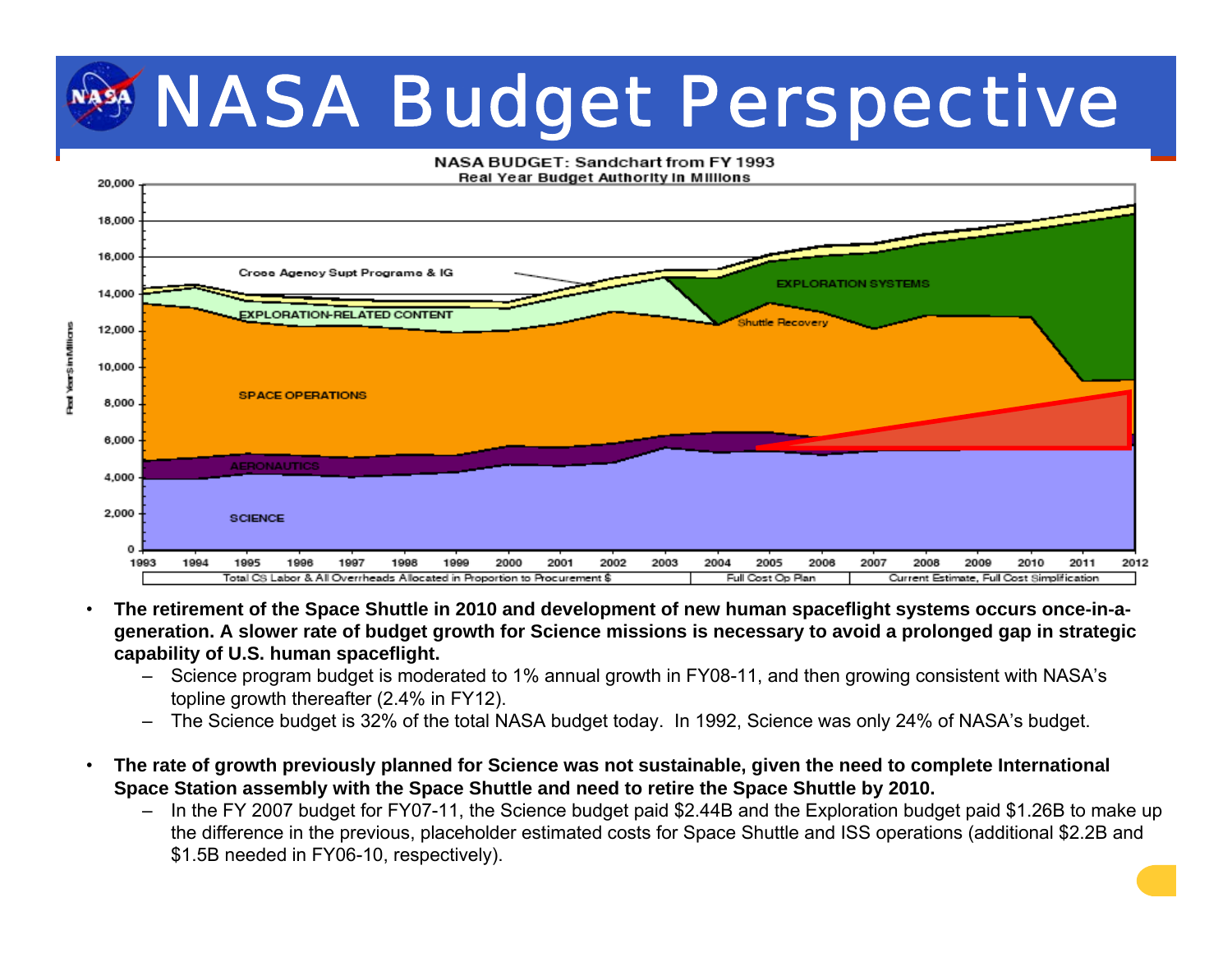# NASA Budget Perspective

NASA BUDGET: Sandchart from FY 1993
Real Year Budget Authority in Millions

- **The retirement of the Space Shuttle in 2010 and development of new human spaceflight systems occurs once-in-a-generation. A slower rate of budget growth for Science missions is necessary to avoid a prolonged gap in strategic capability of U.S. human spaceflight.**
  - Science program budget is moderated to 1% annual growth in FY08-11, and then growing consistent with NASA's topline growth thereafter (2.4% in FY12).
  - The Science budget is 32% of the total NASA budget today. In 1992, Science was only 24% of NASA's budget.

- **The rate of growth previously planned for Science was not sustainable, given the need to complete International Space Station assembly with the Space Shuttle and need to retire the Space Shuttle by 2010.**
  - In the FY 2007 budget for FY07-11, the Science budget paid \$2.44B and the Exploration budget paid \$1.26B to make up the difference in the previous, placeholder estimated costs for Space Shuttle and ISS operations (additional \$2.2B and \$1.5B needed in FY06-10, respectively).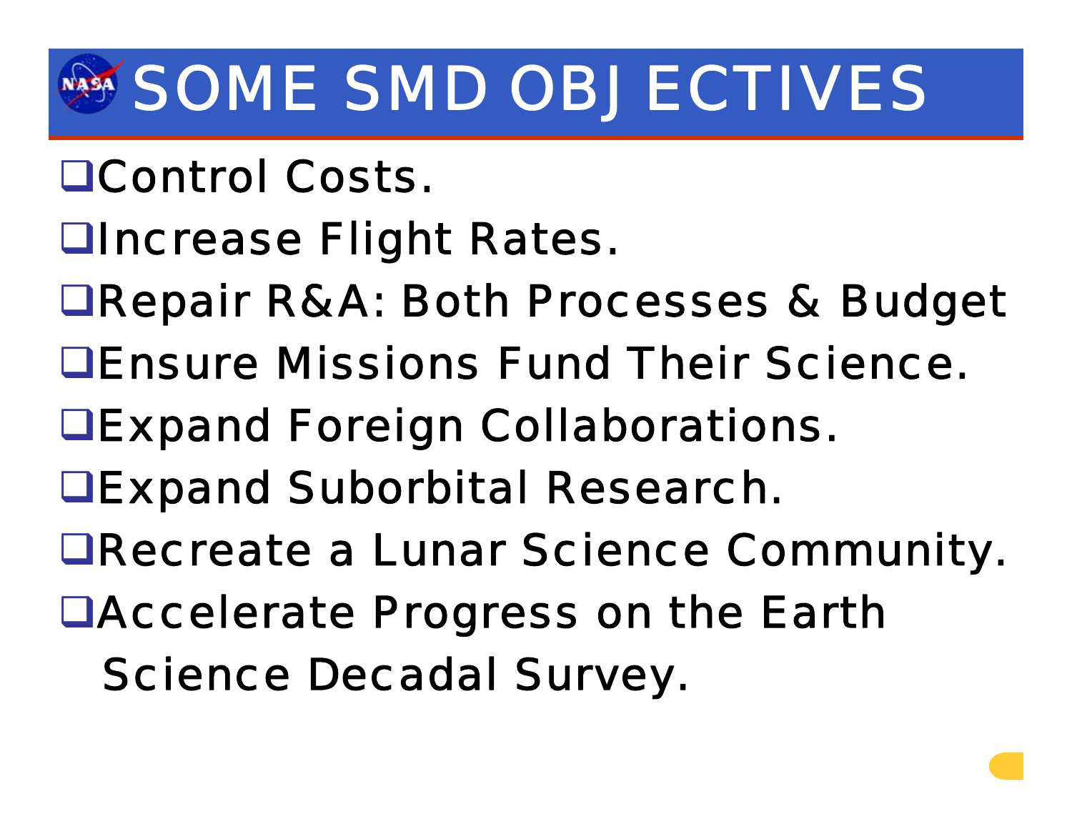# SOME SMD OBJECTIVES

- Control Costs.
- Increase Flight Rates.
- Repair R&A: Both Processes & Budget
- Ensure Missions Fund Their Science.
- Expand Foreign Collaborations.
- Expand Suborbital Research.
- Recreate a Lunar Science Community.
- Accelerate Progress on the Earth Science Decadal Survey.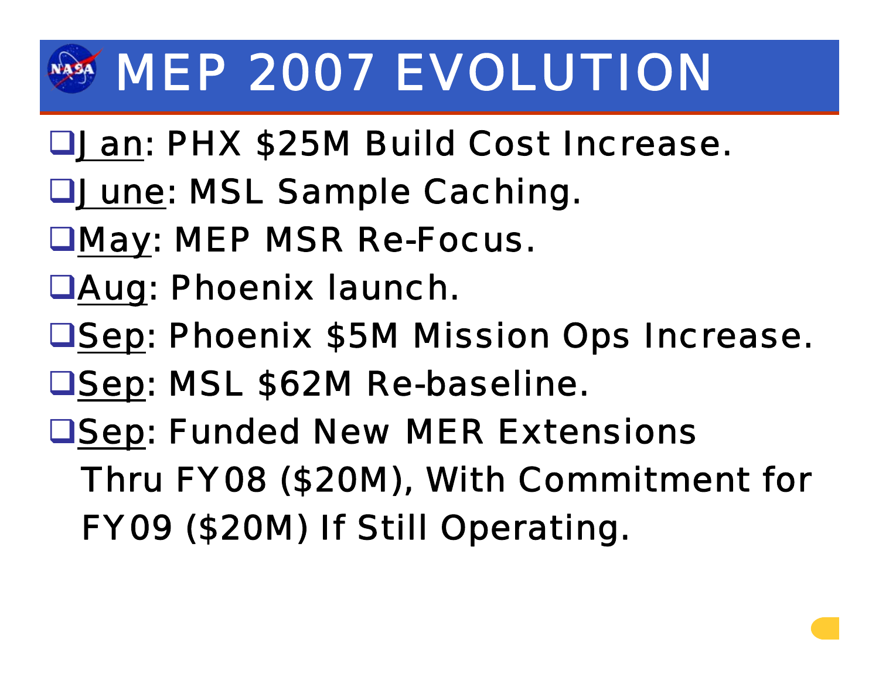# MEP 2007 EVOLUTION

- <u>Jan</u>: PHX $25M Build Cost Increase.
- <u>June</u>: MSL Sample Caching.
- <u>May</u>: MEP MSR Re-Focus.
- <u>Aug</u>: Phoenix launch.
- <u>Sep</u>: Phoenix $5M Mission Ops Increase.
- <u>Sep</u>: MSL $62M Re-baseline.
- <u>Sep</u>: Funded New MER Extensions Thru FY08 ($20M), With Commitment for FY09 ($20M) If Still Operating.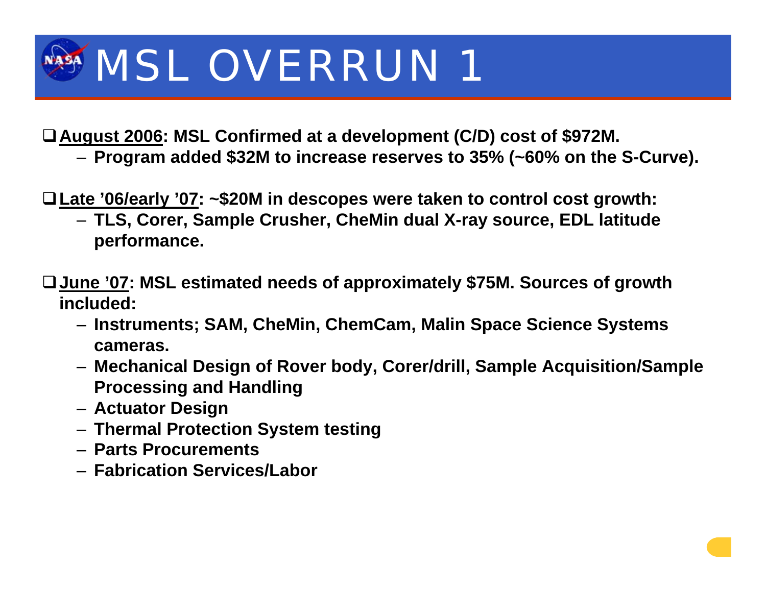# MSL OVERRUN 1

- **<u>August 2006</u>: MSL Confirmed at a development (C/D) cost of $972M.**
  - **Program added $32M to increase reserves to 35% (~60% on the S-Curve).**

- **<u>Late ’06/early ’07</u>: ~$20M in descopes were taken to control cost growth:**
  - **TLS, Corer, Sample Crusher, CheMin dual X-ray source, EDL latitude performance.**

- **<u>June ’07</u>: MSL estimated needs of approximately $75M. Sources of growth included:**
  - **Instruments; SAM, CheMin, ChemCam, Malin Space Science Systems cameras.**
  - **Mechanical Design of Rover body, Corer/drill, Sample Acquisition/Sample Processing and Handling**
  - **Actuator Design**
  - **Thermal Protection System testing**
  - **Parts Procurements**
  - **Fabrication Services/Labor**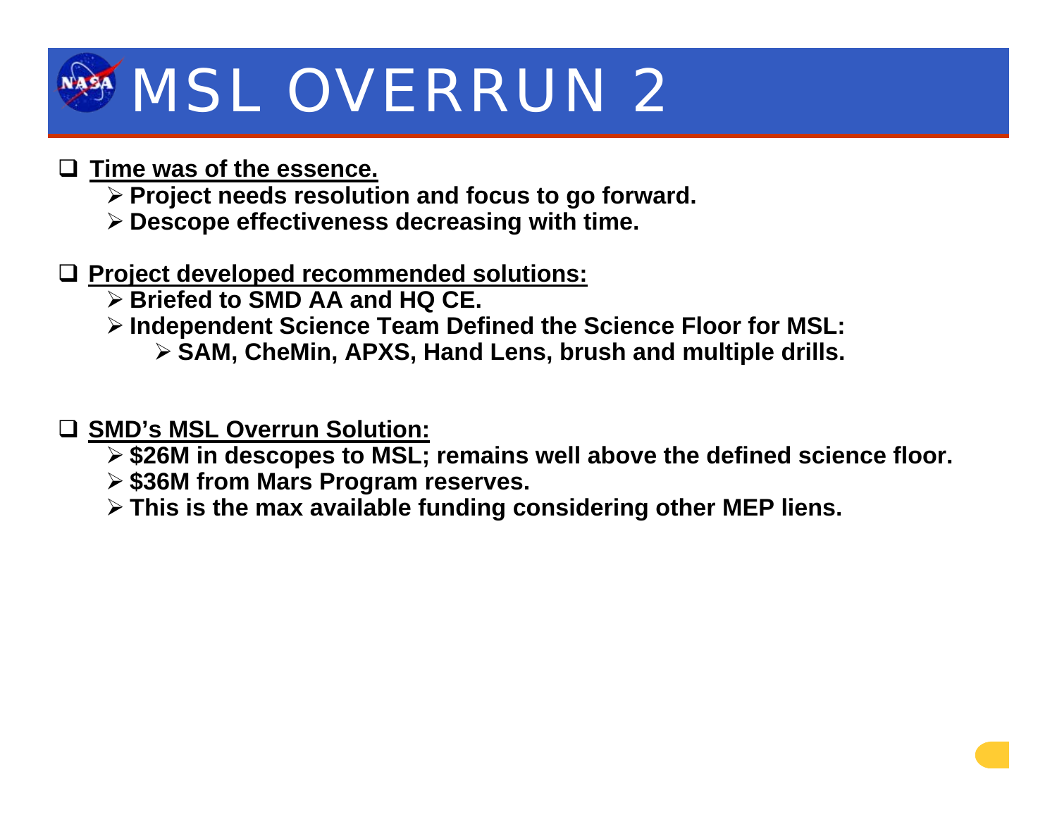# MSL OVERRUN 2

- **<u>Time was of the essence.</u>**
  - **Project needs resolution and focus to go forward.**
  - **Descope effectiveness decreasing with time.**

- **<u>Project developed recommended solutions:</u>**
  - **Briefed to SMD AA and HQ CE.**
  - **Independent Science Team Defined the Science Floor for MSL:**
    - **SAM, CheMin, APXS, Hand Lens, brush and multiple drills.**

- **<u>SMD's MSL Overrun Solution:</u>**
  - **$26M in descopes to MSL; remains well above the defined science floor.**
  - **$36M from Mars Program reserves.**
  - **This is the max available funding considering other MEP liens.**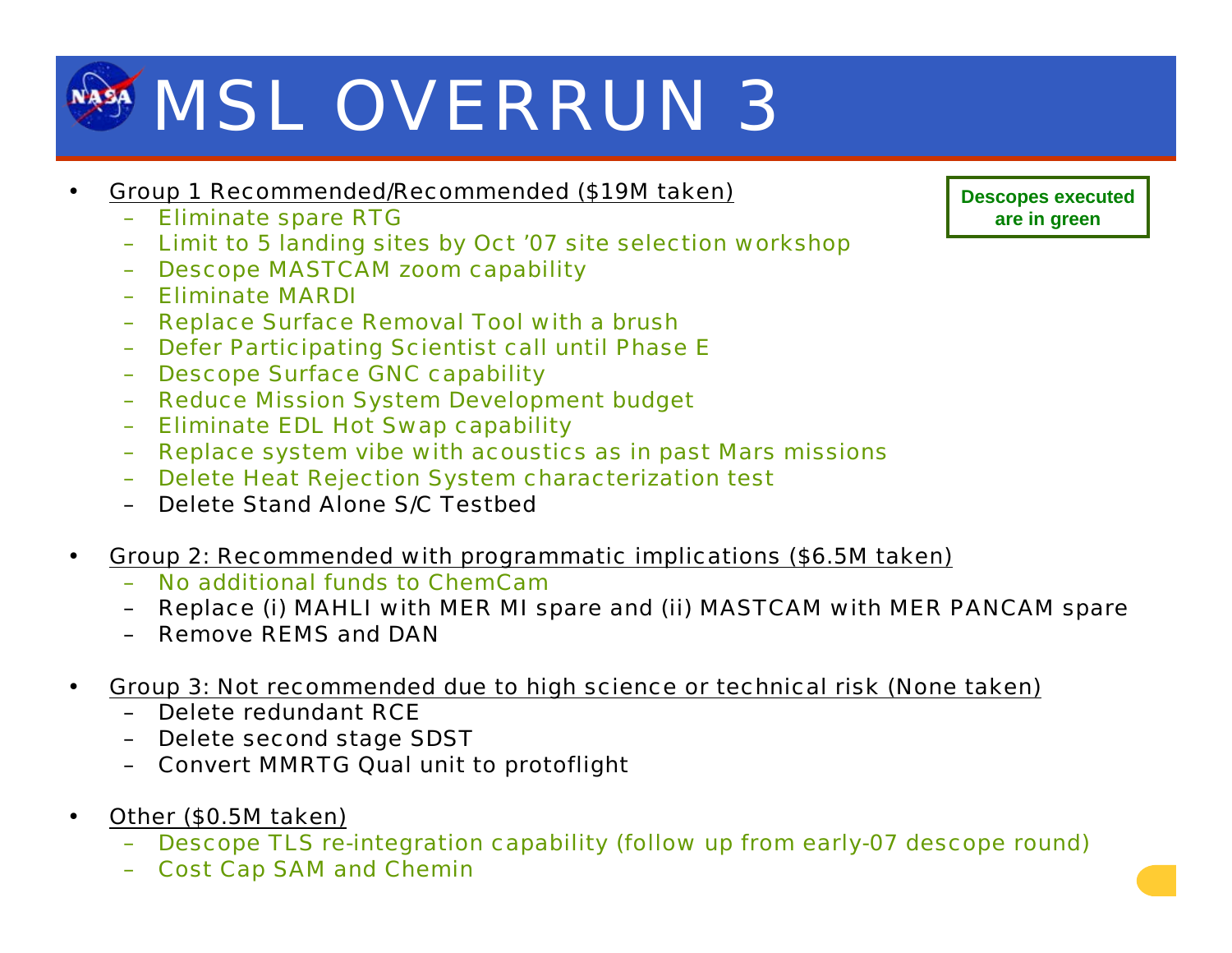# MSL OVERRUN 3

**Descopes executed are in green**

- Group 1 Recommended/Recommended ($19M taken)
  - Eliminate spare RTG
  - Limit to 5 landing sites by Oct '07 site selection workshop
  - Descope MASTCAM zoom capability
  - Eliminate MARDI
  - Replace Surface Removal Tool with a brush
  - Defer Participating Scientist call until Phase E
  - Descope Surface GNC capability
  - Reduce Mission System Development budget
  - Eliminate EDL Hot Swap capability
  - Replace system vibe with acoustics as in past Mars missions
  - Delete Heat Rejection System characterization test
  - Delete Stand Alone S/C Testbed

- Group 2: Recommended with programmatic implications ($6.5M taken)
  - No additional funds to ChemCam
  - Replace (i) MAHLI with MER MI spare and (ii) MASTCAM with MER PANCAM spare
  - Remove REMS and DAN

- Group 3: Not recommended due to high science or technical risk (None taken)
  - Delete redundant RCE
  - Delete second stage SDST
  - Convert MMRTG Qual unit to protoflight

- Other ($0.5M taken)
  - Descope TLS re-integration capability (follow up from early-07 descope round)
  - Cost Cap SAM and Chemin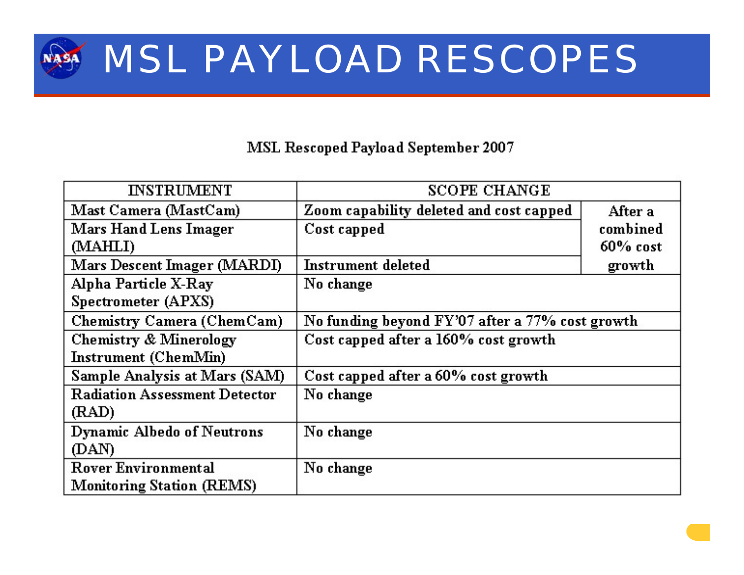# MSL PAYLOAD RESCOPES

MSL Rescoped Payload September 2007

| INSTRUMENT | SCOPE CHANGE | |
|---|---|---|
| Mast Camera (MastCam) | Zoom capability deleted and cost capped | After a combined 60% cost growth |
| Mars Hand Lens Imager (MAHLI) | Cost capped | |
| Mars Descent Imager (MARDI) | Instrument deleted | |
| Alpha Particle X-Ray Spectrometer (APXS) | No change | |
| Chemistry Camera (ChemCam) | No funding beyond FY'07 after a 77% cost growth | |
| Chemistry & Minerology Instrument (ChemMin) | Cost capped after a 160% cost growth | |
| Sample Analysis at Mars (SAM) | Cost capped after a 60% cost growth | |
| Radiation Assessment Detector (RAD) | No change | |
| Dynamic Albedo of Neutrons (DAN) | No change | |
| Rover Environmental Monitoring Station (REMS) | No change | |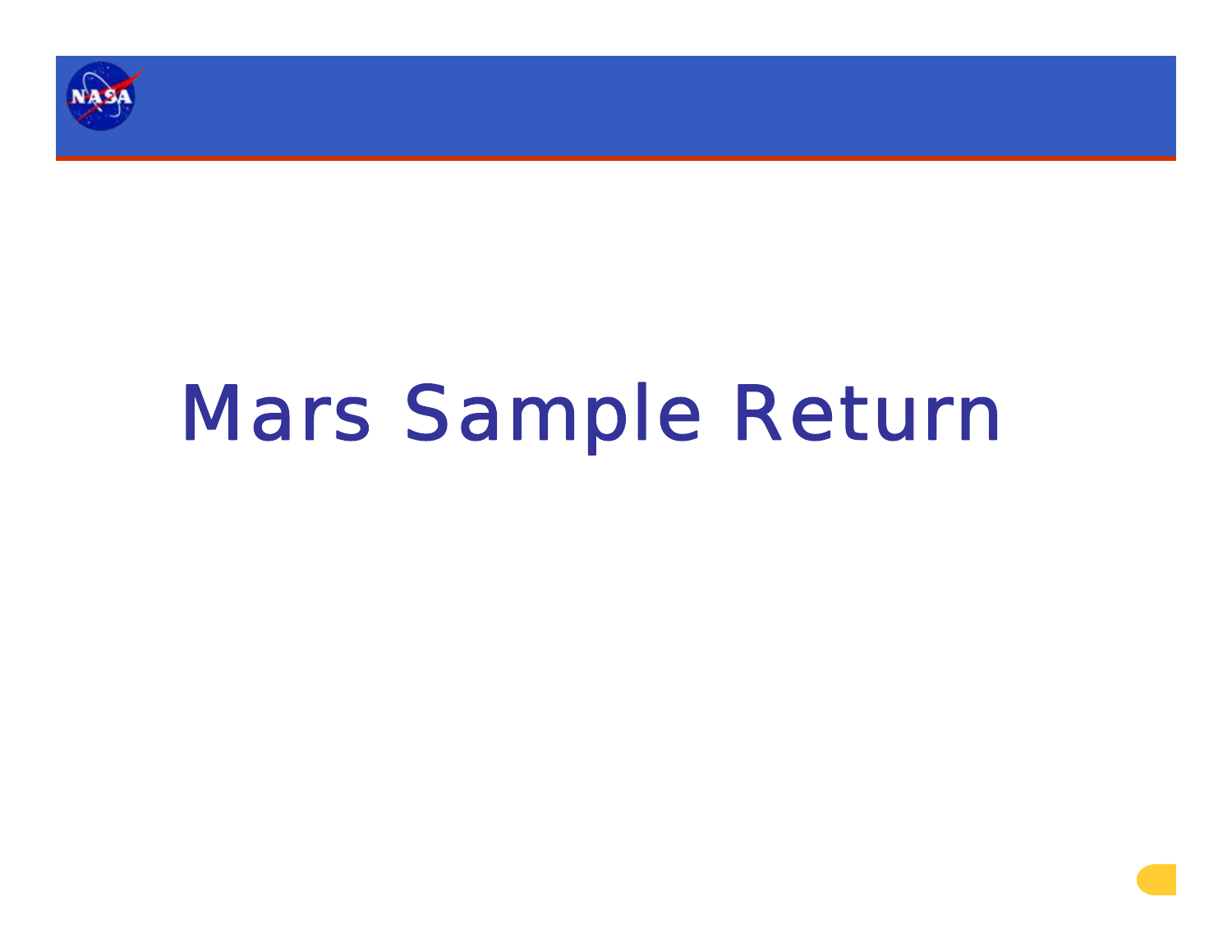# Mars Sample Return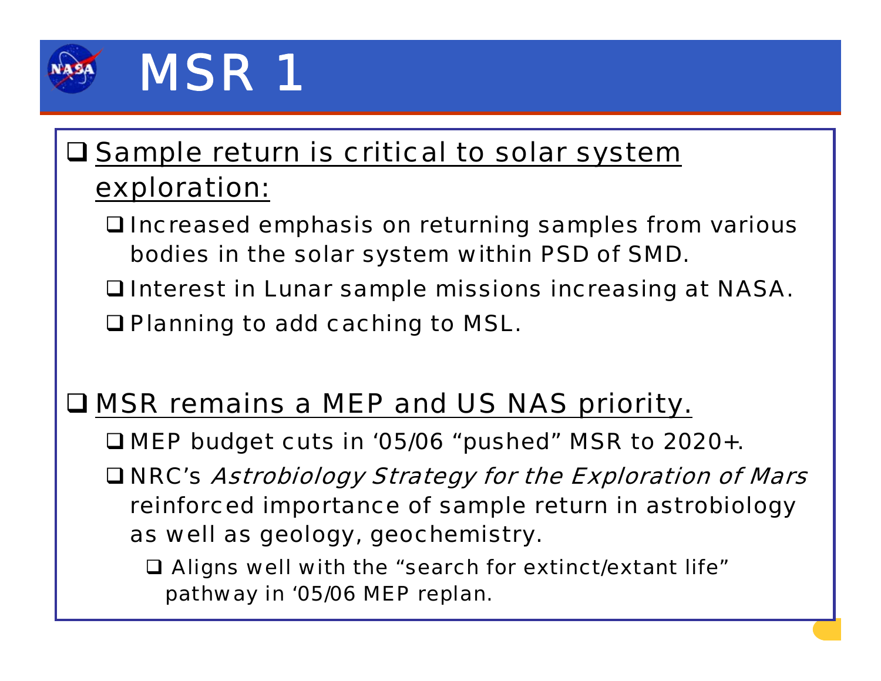# MSR 1

- Sample return is critical to solar system exploration:
  - Increased emphasis on returning samples from various bodies in the solar system within PSD of SMD.
  - Interest in Lunar sample missions increasing at NASA.
  - Planning to add caching to MSL.

- MSR remains a MEP and US NAS priority.
  - MEP budget cuts in ‘05/06 “pushed” MSR to 2020+.
  - NRC’s *Astrobiology Strategy for the Exploration of Mars* reinforced importance of sample return in astrobiology as well as geology, geochemistry.
    - Aligns well with the “search for extinct/extant life” pathway in ‘05/06 MEP replan.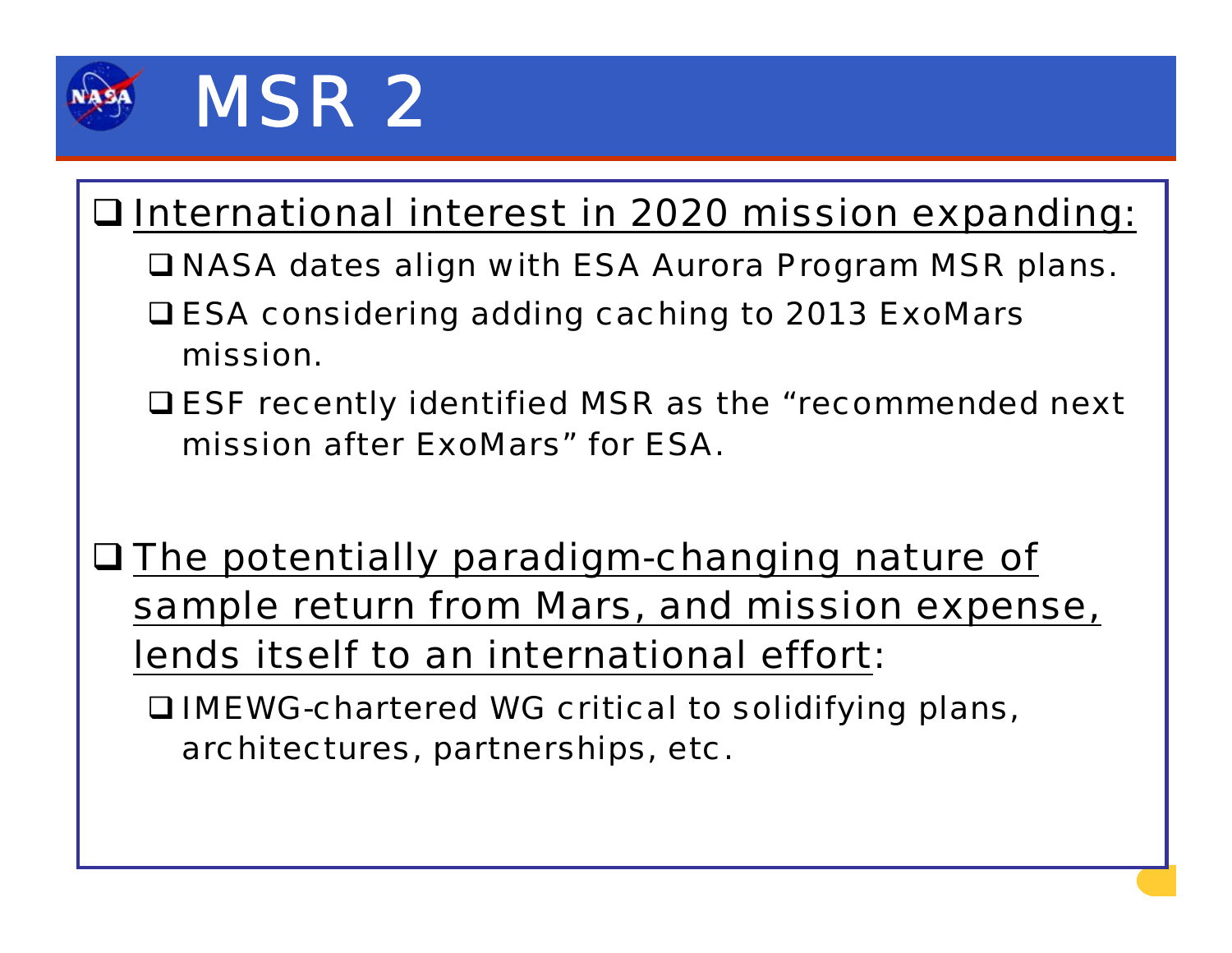# MSR 2

- <u>International interest in 2020 mission expanding:</u>
  - NASA dates align with ESA Aurora Program MSR plans.
  - ESA considering adding caching to 2013 ExoMars mission.
  - ESF recently identified MSR as the “recommended next mission after ExoMars” for ESA.

- <u>The potentially paradigm-changing nature of sample return from Mars, and mission expense, lends itself to an international effort</u>:
  - IMEWG-chartered WG critical to solidifying plans, architectures, partnerships, etc.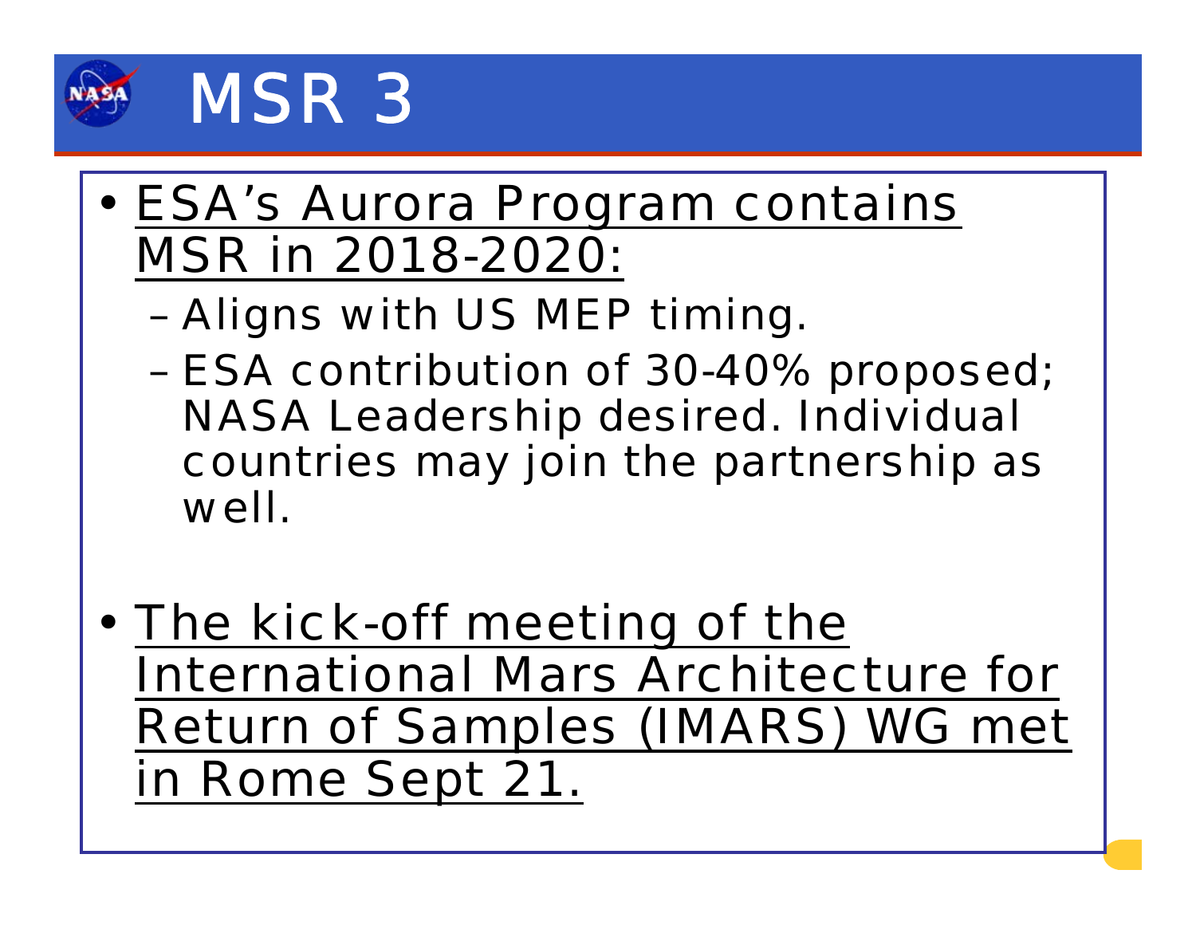# MSR 3

- ESA's Aurora Program contains MSR in 2018-2020:
  - Aligns with US MEP timing.
  - ESA contribution of 30-40% proposed; NASA Leadership desired. Individual countries may join the partnership as well.

- The kick-off meeting of the International Mars Architecture for Return of Samples (IMARS) WG met in Rome Sept 21.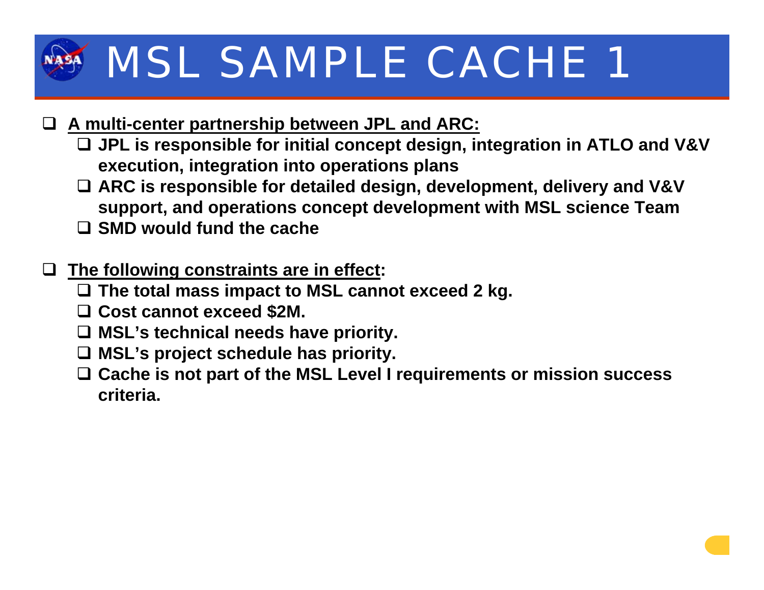# MSL SAMPLE CACHE 1

- **A multi-center partnership between JPL and ARC:**
  - **JPL is responsible for initial concept design, integration in ATLO and V&V execution, integration into operations plans**
  - **ARC is responsible for detailed design, development, delivery and V&V support, and operations concept development with MSL science Team**
  - **SMD would fund the cache**

- **The following constraints are in effect:**
  - **The total mass impact to MSL cannot exceed 2 kg.**
  - **Cost cannot exceed $2M.**
  - **MSL's technical needs have priority.**
  - **MSL's project schedule has priority.**
  - **Cache is not part of the MSL Level I requirements or mission success criteria.**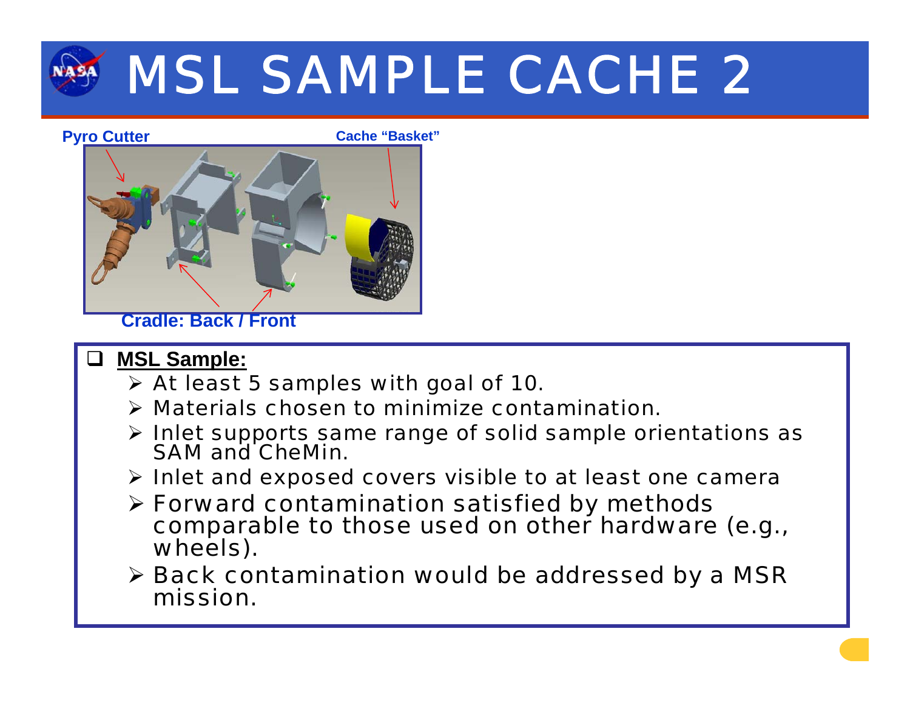# MSL SAMPLE CACHE 2

Pyro Cutter

Cache "Basket"

Cradle: Back / Front

- **MSL Sample:**
  - At least 5 samples with goal of 10.
  - Materials chosen to minimize contamination.
  - Inlet supports same range of solid sample orientations as SAM and CheMin.
  - Inlet and exposed covers visible to at least one camera
  - Forward contamination satisfied by methods comparable to those used on other hardware (e.g., wheels).
  - Back contamination would be addressed by a MSR mission.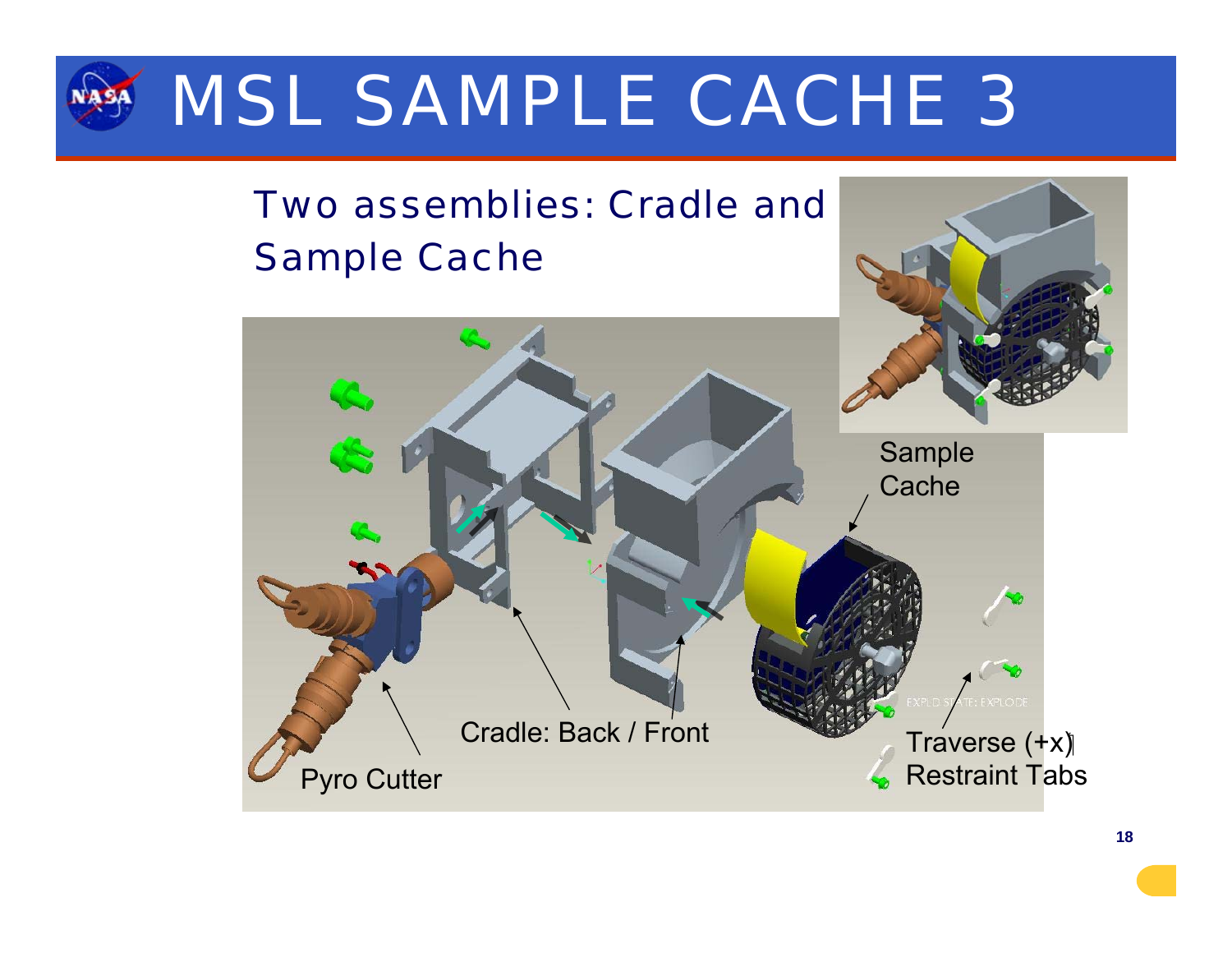# MSL SAMPLE CACHE 3

Two assemblies: Cradle and Sample Cache

Sample Cache

Cradle: Back / Front

Pyro Cutter

Traverse (+x) Restraint Tabs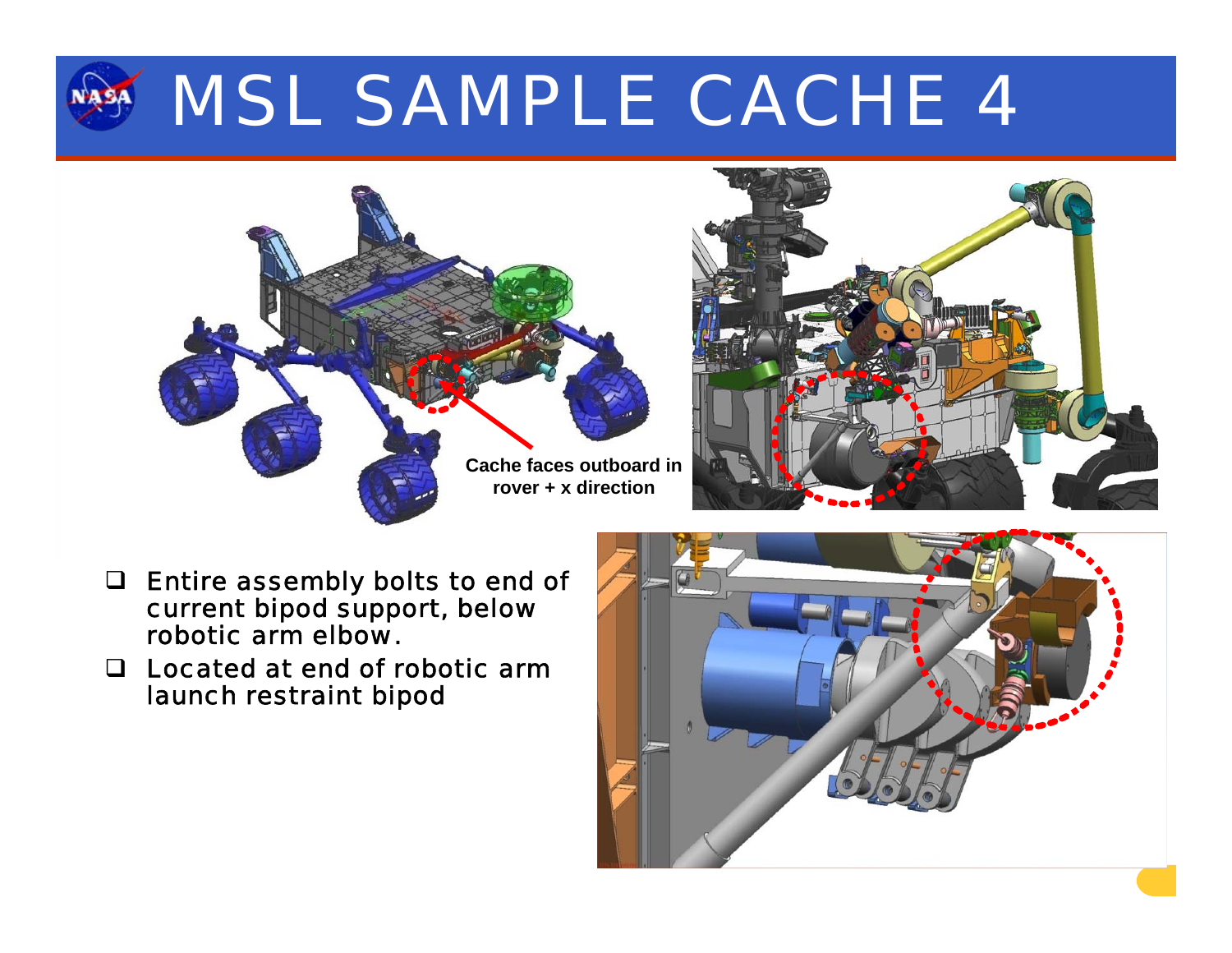# MSL SAMPLE CACHE 4

Cache faces outboard in rover + x direction

- Entire assembly bolts to end of current bipod support, below robotic arm elbow.
- Located at end of robotic arm launch restraint bipod